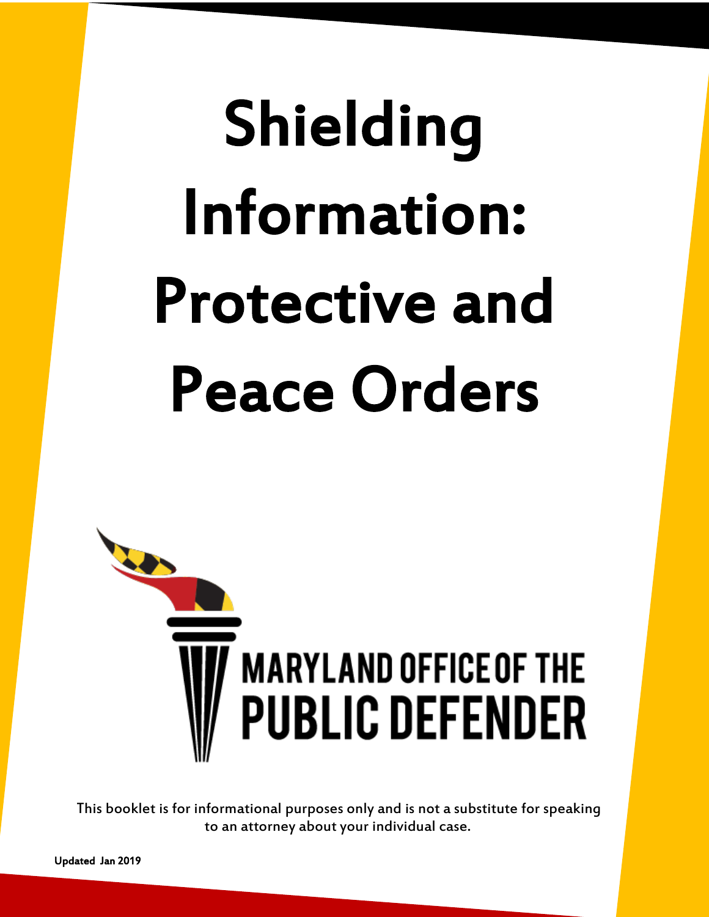# Shielding Information: Protective and Peace Orders

MARYLAND OFFICE OF THE PUBLIC DEFENDER

This booklet is for informational purposes only and is not a substitute for speaking to an attorney about your individual case.

**Updated Jan 2019**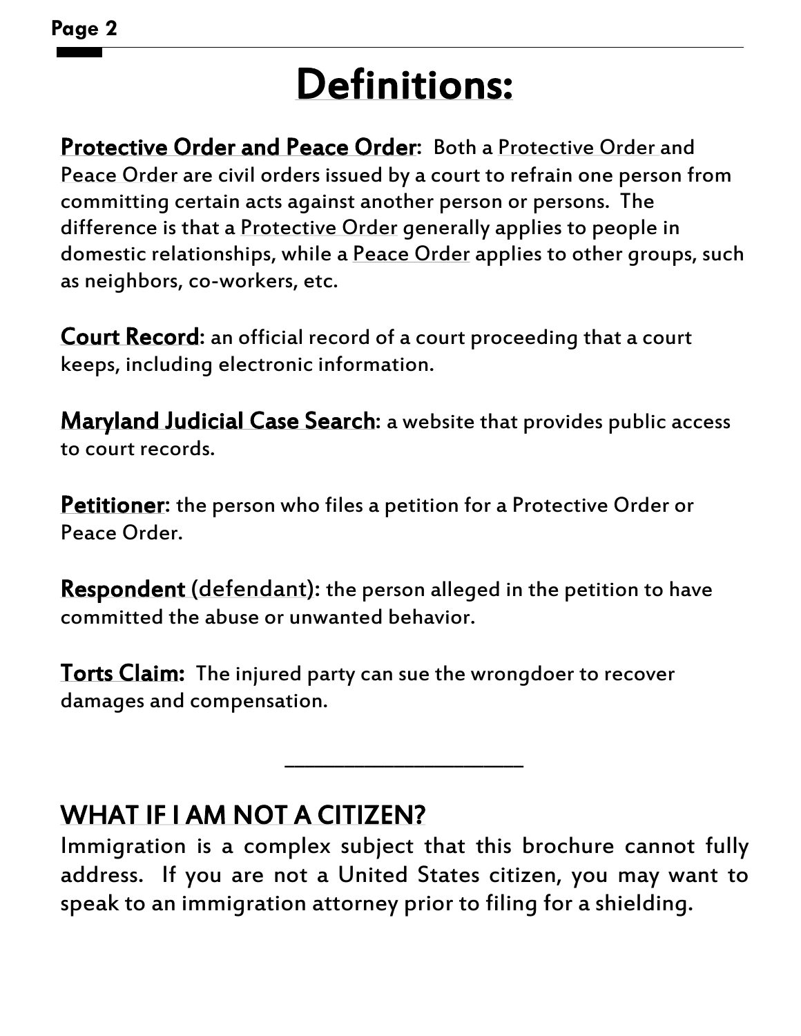# Definitions:

**Protective Order and Peace Order**: Both a Protective Order and Peace Order are civil orders issued by a court to refrain one person from committing certain acts against another person or persons. The difference is that a Protective Order generally applies to people in domestic relationships, while a Peace Order applies to other groups, such as neighbors, co-workers, etc.

**Court Record**: an official record of a court proceeding that a court keeps, including electronic information.

**Maryland Judicial Case Search**: a website that provides public access to court records.

**Petitioner**: the person who files a petition for a Protective Order or Peace Order.

**Respondent (defendant)**: the person alleged in the petition to have committed the abuse or unwanted behavior.

**Torts Claim:** The injured party can sue the wrongdoer to recover damages and compensation.

---

## WHAT IF I AM NOT A CITIZEN?

Immigration is a complex subject that this brochure cannot fully address. If you are not a United States citizen, you may want to speak to an immigration attorney prior to filing for a shielding.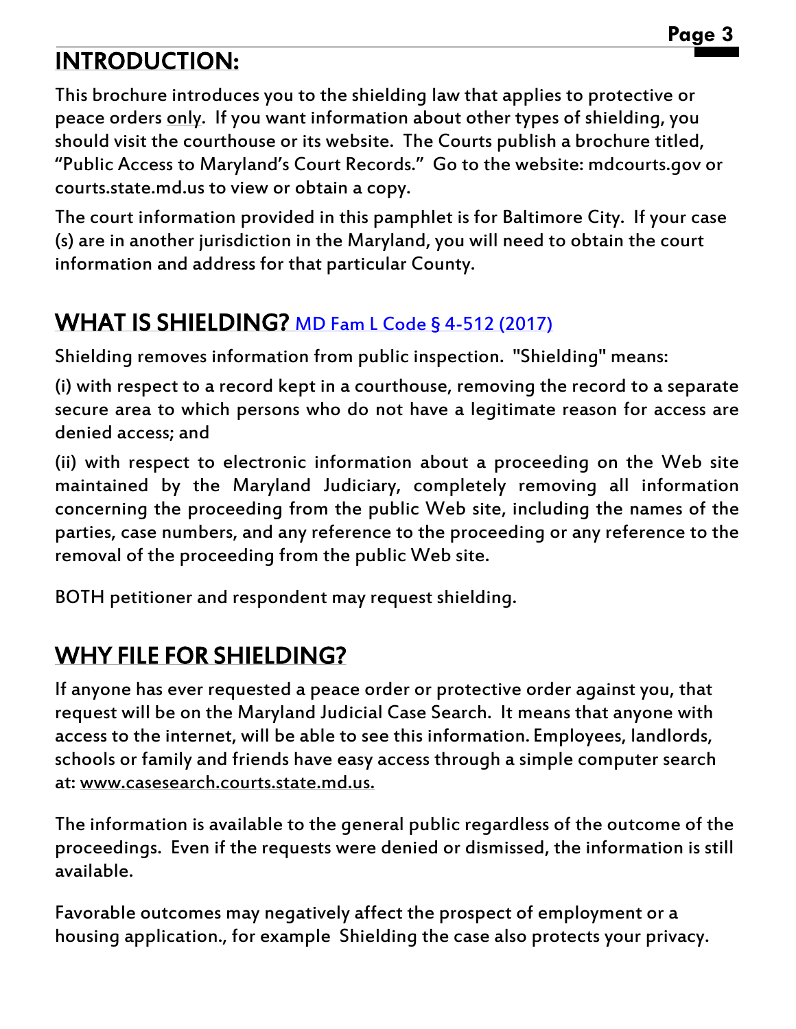## INTRODUCTION:

This brochure introduces you to the shielding law that applies to protective or peace orders only. If you want information about other types of shielding, you should visit the courthouse or its website. The Courts publish a brochure titled, "Public Access to Maryland's Court Records." Go to the website: mdcourts.gov or courts.state.md.us to view or obtain a copy.

The court information provided in this pamphlet is for Baltimore City. If your case (s) are in another jurisdiction in the Maryland, you will need to obtain the court information and address for that particular County.

## WHAT IS SHIELDING? MD Fam L Code § 4-512 (2017)

Shielding removes information from public inspection. "Shielding" means:

(i) with respect to a record kept in a courthouse, removing the record to a separate secure area to which persons who do not have a legitimate reason for access are denied access; and

(ii) with respect to electronic information about a proceeding on the Web site maintained by the Maryland Judiciary, completely removing all information concerning the proceeding from the public Web site, including the names of the parties, case numbers, and any reference to the proceeding or any reference to the removal of the proceeding from the public Web site.

BOTH petitioner and respondent may request shielding.

## WHY FILE FOR SHIELDING?

If anyone has ever requested a peace order or protective order against you, that request will be on the Maryland Judicial Case Search. It means that anyone with access to the internet, will be able to see this information. Employees, landlords, schools or family and friends have easy access through a simple computer search at: www.casesearch.courts.state.md.us.

The information is available to the general public regardless of the outcome of the proceedings. Even if the requests were denied or dismissed, the information is still available.

Favorable outcomes may negatively affect the prospect of employment or a housing application., for example Shielding the case also protects your privacy.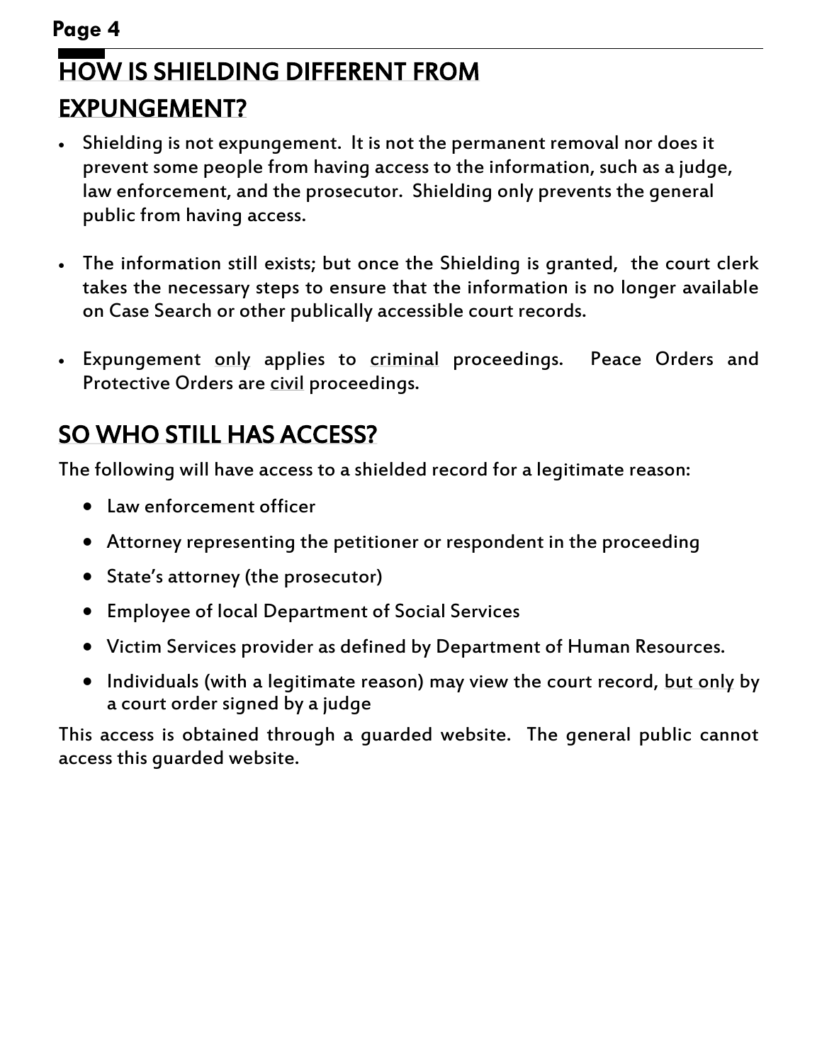## HOW IS SHIELDING DIFFERENT FROM EXPUNGEMENT?

- Shielding is not expungement. It is not the permanent removal nor does it prevent some people from having access to the information, such as a judge, law enforcement, and the prosecutor. Shielding only prevents the general public from having access.

- The information still exists; but once the Shielding is granted, the court clerk takes the necessary steps to ensure that the information is no longer available on Case Search or other publically accessible court records.

- Expungement <u>only</u> applies to <u>criminal</u> proceedings. Peace Orders and Protective Orders are <u>civil</u> proceedings.

## SO WHO STILL HAS ACCESS?

The following will have access to a shielded record for a legitimate reason:

- Law enforcement officer
- Attorney representing the petitioner or respondent in the proceeding
- State's attorney (the prosecutor)
- Employee of local Department of Social Services
- Victim Services provider as defined by Department of Human Resources.
- Individuals (with a legitimate reason) may view the court record, <u>but only</u> by a court order signed by a judge

This access is obtained through a guarded website. The general public cannot access this guarded website.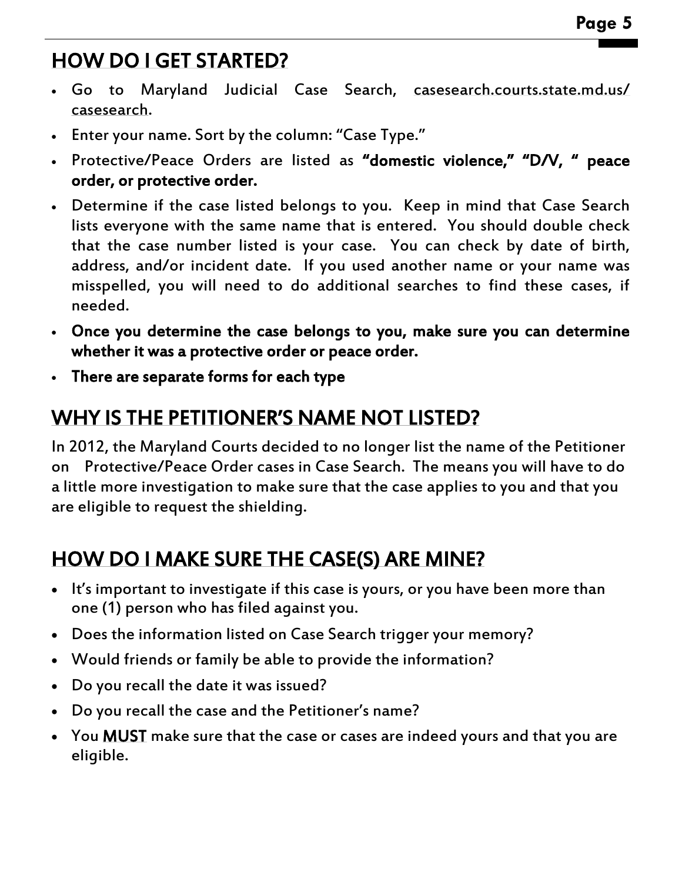## HOW DO I GET STARTED?

- Go to Maryland Judicial Case Search, casesearch.courts.state.md.us/casesearch.
- Enter your name. Sort by the column: "Case Type."
- Protective/Peace Orders are listed as **"domestic violence," "D/V, " peace order, or protective order.**
- Determine if the case listed belongs to you. Keep in mind that Case Search lists everyone with the same name that is entered. You should double check that the case number listed is your case. You can check by date of birth, address, and/or incident date. If you used another name or your name was misspelled, you will need to do additional searches to find these cases, if needed.
- **Once you determine the case belongs to you, make sure you can determine whether it was a protective order or peace order.**
- **There are separate forms for each type**

## WHY IS THE PETITIONER'S NAME NOT LISTED?

In 2012, the Maryland Courts decided to no longer list the name of the Petitioner on Protective/Peace Order cases in Case Search. The means you will have to do a little more investigation to make sure that the case applies to you and that you are eligible to request the shielding.

## HOW DO I MAKE SURE THE CASE(S) ARE MINE?

- It's important to investigate if this case is yours, or you have been more than one (1) person who has filed against you.
- Does the information listed on Case Search trigger your memory?
- Would friends or family be able to provide the information?
- Do you recall the date it was issued?
- Do you recall the case and the Petitioner's name?
- You **MUST** make sure that the case or cases are indeed yours and that you are eligible.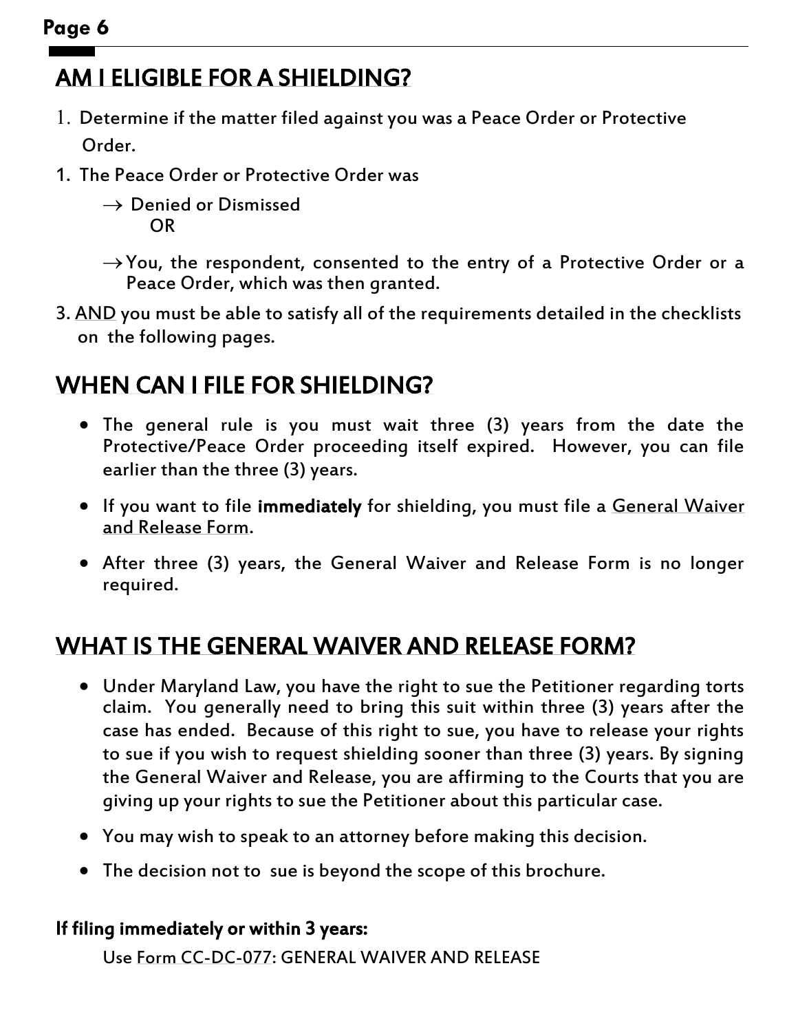## AM I ELIGIBLE FOR A SHIELDING?

1. Determine if the matter filed against you was a Peace Order or Protective Order.
1. The Peace Order or Protective Order was
   - → Denied or Dismissed
     OR
   - → You, the respondent, consented to the entry of a Protective Order or a Peace Order, which was then granted.
3. AND you must be able to satisfy all of the requirements detailed in the checklists on the following pages.

## WHEN CAN I FILE FOR SHIELDING?

- The general rule is you must wait three (3) years from the date the Protective/Peace Order proceeding itself expired. However, you can file earlier than the three (3) years.
- If you want to file **immediately** for shielding, you must file a General Waiver and Release Form.
- After three (3) years, the General Waiver and Release Form is no longer required.

## WHAT IS THE GENERAL WAIVER AND RELEASE FORM?

- Under Maryland Law, you have the right to sue the Petitioner regarding torts claim. You generally need to bring this suit within three (3) years after the case has ended. Because of this right to sue, you have to release your rights to sue if you wish to request shielding sooner than three (3) years. By signing the General Waiver and Release, you are affirming to the Courts that you are giving up your rights to sue the Petitioner about this particular case.
- You may wish to speak to an attorney before making this decision.
- The decision not to sue is beyond the scope of this brochure.

**If filing immediately or within 3 years:**

Use Form CC-DC-077: GENERAL WAIVER AND RELEASE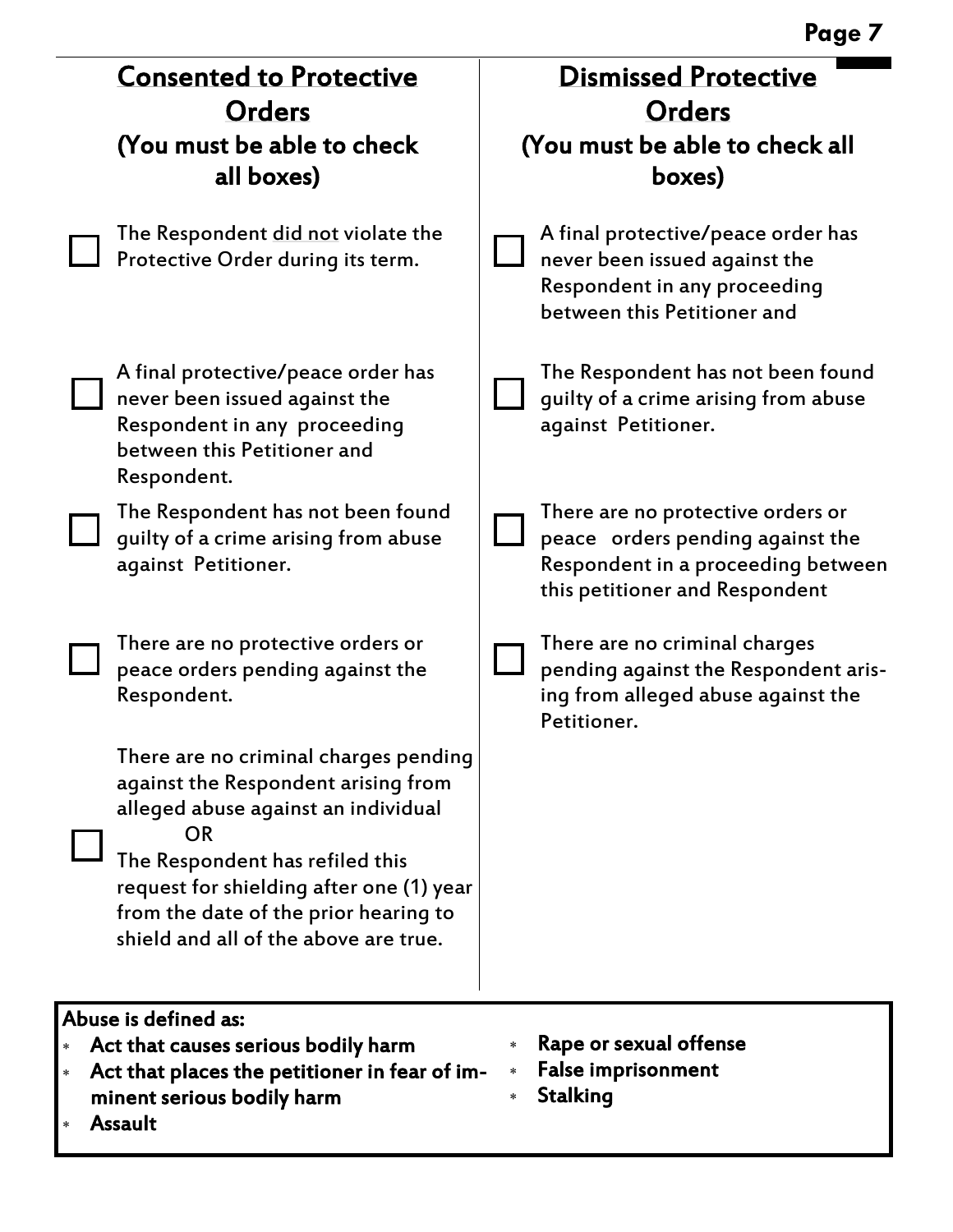## Consented to Protective Orders

### (You must be able to check all boxes)

- ☐ The Respondent did not violate the Protective Order during its term.
- ☐ A final protective/peace order has never been issued against the Respondent in any proceeding between this Petitioner and Respondent.
- ☐ The Respondent has not been found guilty of a crime arising from abuse against Petitioner.
- ☐ There are no protective orders or peace orders pending against the Respondent.
- ☐ There are no criminal charges pending against the Respondent arising from alleged abuse against an individual
  OR
  The Respondent has refiled this request for shielding after one (1) year from the date of the prior hearing to shield and all of the above are true.

## Dismissed Protective Orders

### (You must be able to check all boxes)

- ☐ A final protective/peace order has never been issued against the Respondent in any proceeding between this Petitioner and
- ☐ The Respondent has not been found guilty of a crime arising from abuse against Petitioner.
- ☐ There are no protective orders or peace orders pending against the Respondent in a proceeding between this petitioner and Respondent
- ☐ There are no criminal charges pending against the Respondent arising from alleged abuse against the Petitioner.

**Abuse is defined as:**

- **Act that causes serious bodily harm**
- **Act that places the petitioner in fear of imminent serious bodily harm**
- **Assault**
- **Rape or sexual offense**
- **False imprisonment**
- **Stalking**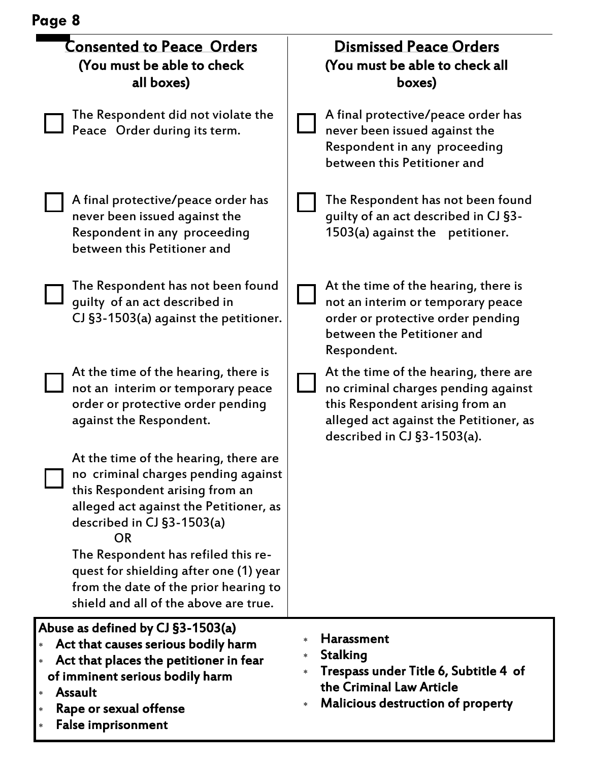## Consented to Peace Orders
**(You must be able to check all boxes)**

- ☐ The Respondent did not violate the Peace Order during its term.
- ☐ A final protective/peace order has never been issued against the Respondent in any proceeding between this Petitioner and
- ☐ The Respondent has not been found guilty of an act described in CJ §3-1503(a) against the petitioner.
- ☐ At the time of the hearing, there is not an interim or temporary peace order or protective order pending against the Respondent.
- ☐ At the time of the hearing, there are no criminal charges pending against this Respondent arising from an alleged act against the Petitioner, as described in CJ §3-1503(a)

  OR

  The Respondent has refiled this request for shielding after one (1) year from the date of the prior hearing to shield and all of the above are true.

## Dismissed Peace Orders
**(You must be able to check all boxes)**

- ☐ A final protective/peace order has never been issued against the Respondent in any proceeding between this Petitioner and
- ☐ The Respondent has not been found guilty of an act described in CJ §3-1503(a) against the petitioner.
- ☐ At the time of the hearing, there is not an interim or temporary peace order or protective order pending between the Petitioner and Respondent.
- ☐ At the time of the hearing, there are no criminal charges pending against this Respondent arising from an alleged act against the Petitioner, as described in CJ §3-1503(a).

**Abuse as defined by CJ §3-1503(a)**

- **Act that causes serious bodily harm**
- **Act that places the petitioner in fear of imminent serious bodily harm**
- **Assault**
- **Rape or sexual offense**
- **False imprisonment**
- **Harassment**
- **Stalking**
- **Trespass under Title 6, Subtitle 4 of the Criminal Law Article**
- **Malicious destruction of property**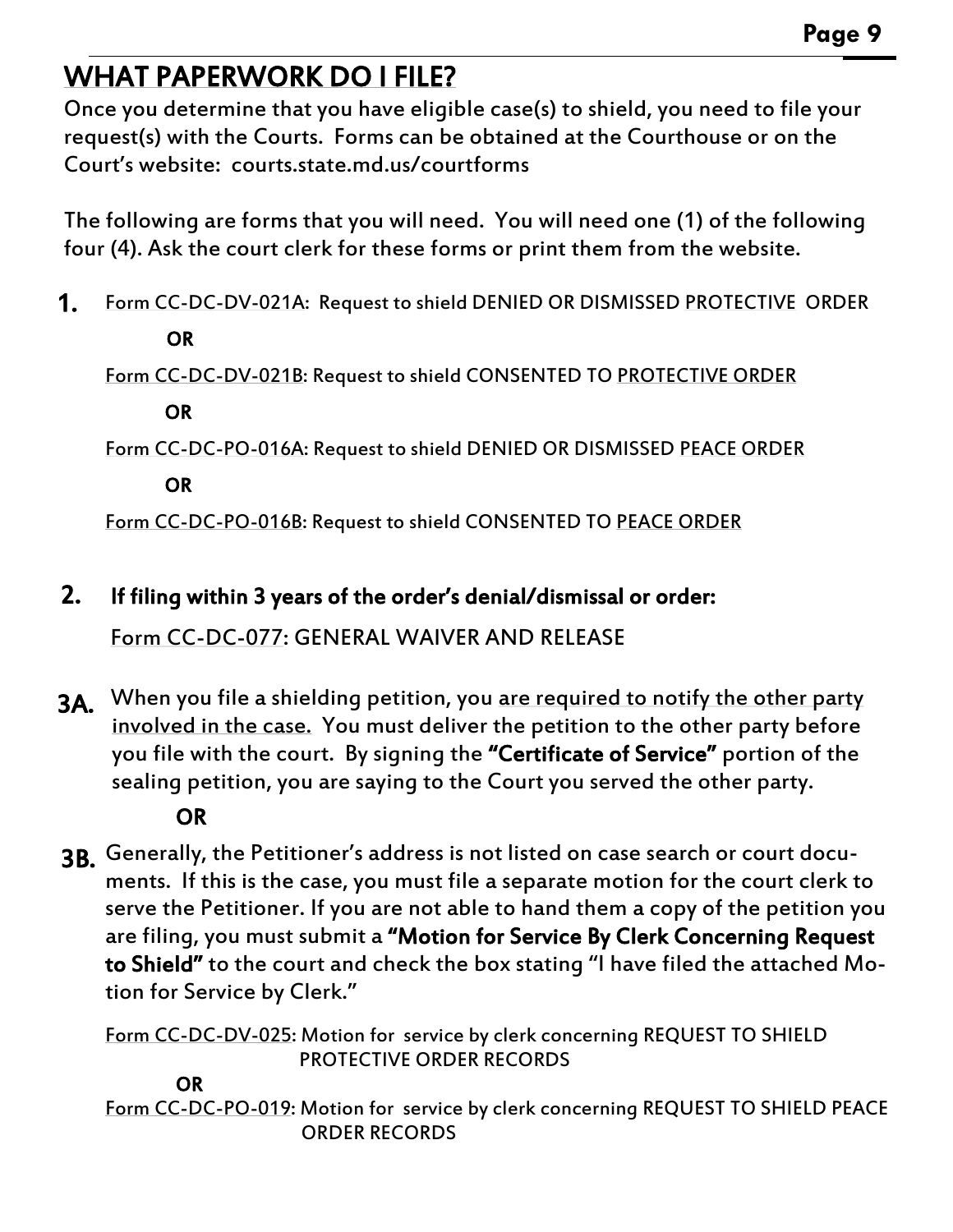# WHAT PAPERWORK DO I FILE?

Once you determine that you have eligible case(s) to shield, you need to file your request(s) with the Courts. Forms can be obtained at the Courthouse or on the Court's website: courts.state.md.us/courtforms

The following are forms that you will need. You will need one (1) of the following four (4). Ask the court clerk for these forms or print them from the website.

**1.** Form CC-DC-DV-021A: Request to shield DENIED OR DISMISSED PROTECTIVE ORDER

**OR**

Form CC-DC-DV-021B: Request to shield CONSENTED TO PROTECTIVE ORDER

**OR**

Form CC-DC-PO-016A: Request to shield DENIED OR DISMISSED PEACE ORDER

**OR**

Form CC-DC-PO-016B: Request to shield CONSENTED TO PEACE ORDER

**2.** **If filing within 3 years of the order's denial/dismissal or order:**

Form CC-DC-077: GENERAL WAIVER AND RELEASE

**3A.** When you file a shielding petition, you are required to notify the other party involved in the case. You must deliver the petition to the other party before you file with the court. By signing the **"Certificate of Service"** portion of the sealing petition, you are saying to the Court you served the other party.

**OR**

**3B.** Generally, the Petitioner's address is not listed on case search or court documents. If this is the case, you must file a separate motion for the court clerk to serve the Petitioner. If you are not able to hand them a copy of the petition you are filing, you must submit a **"Motion for Service By Clerk Concerning Request to Shield"** to the court and check the box stating "I have filed the attached Motion for Service by Clerk."

Form CC-DC-DV-025: Motion for service by clerk concerning REQUEST TO SHIELD PROTECTIVE ORDER RECORDS

**OR**

Form CC-DC-PO-019: Motion for service by clerk concerning REQUEST TO SHIELD PEACE ORDER RECORDS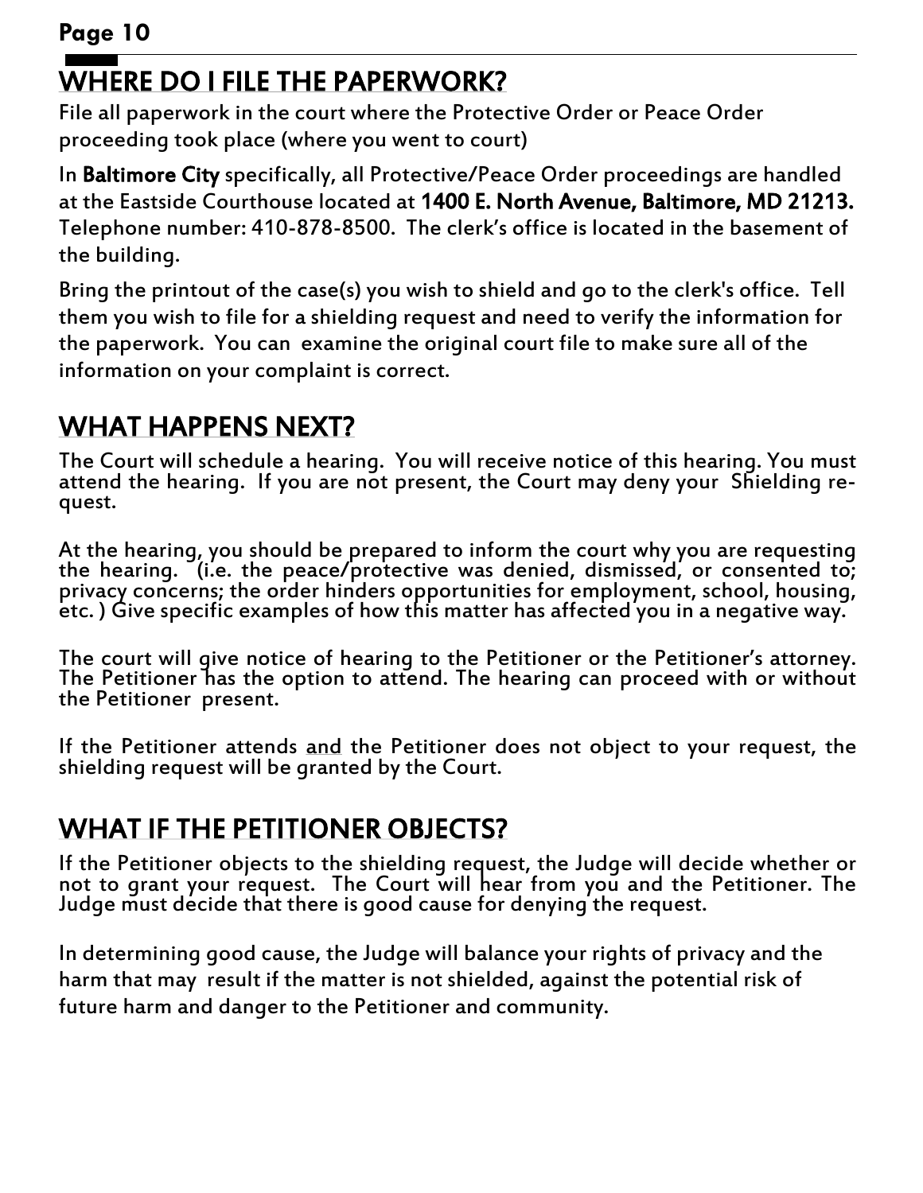## WHERE DO I FILE THE PAPERWORK?

File all paperwork in the court where the Protective Order or Peace Order proceeding took place (where you went to court)

In **Baltimore City** specifically, all Protective/Peace Order proceedings are handled at the Eastside Courthouse located at **1400 E. North Avenue, Baltimore, MD 21213.** Telephone number: 410-878-8500. The clerk's office is located in the basement of the building.

Bring the printout of the case(s) you wish to shield and go to the clerk's office. Tell them you wish to file for a shielding request and need to verify the information for the paperwork. You can examine the original court file to make sure all of the information on your complaint is correct.

## WHAT HAPPENS NEXT?

The Court will schedule a hearing. You will receive notice of this hearing. You must attend the hearing. If you are not present, the Court may deny your Shielding request.

At the hearing, you should be prepared to inform the court why you are requesting the hearing. (i.e. the peace/protective was denied, dismissed, or consented to; privacy concerns; the order hinders opportunities for employment, school, housing, etc. ) Give specific examples of how this matter has affected you in a negative way.

The court will give notice of hearing to the Petitioner or the Petitioner's attorney. The Petitioner has the option to attend. The hearing can proceed with or without the Petitioner present.

If the Petitioner attends <u>and</u> the Petitioner does not object to your request, the shielding request will be granted by the Court.

## WHAT IF THE PETITIONER OBJECTS?

If the Petitioner objects to the shielding request, the Judge will decide whether or not to grant your request. The Court will hear from you and the Petitioner. The Judge must decide that there is good cause for denying the request.

In determining good cause, the Judge will balance your rights of privacy and the harm that may result if the matter is not shielded, against the potential risk of future harm and danger to the Petitioner and community.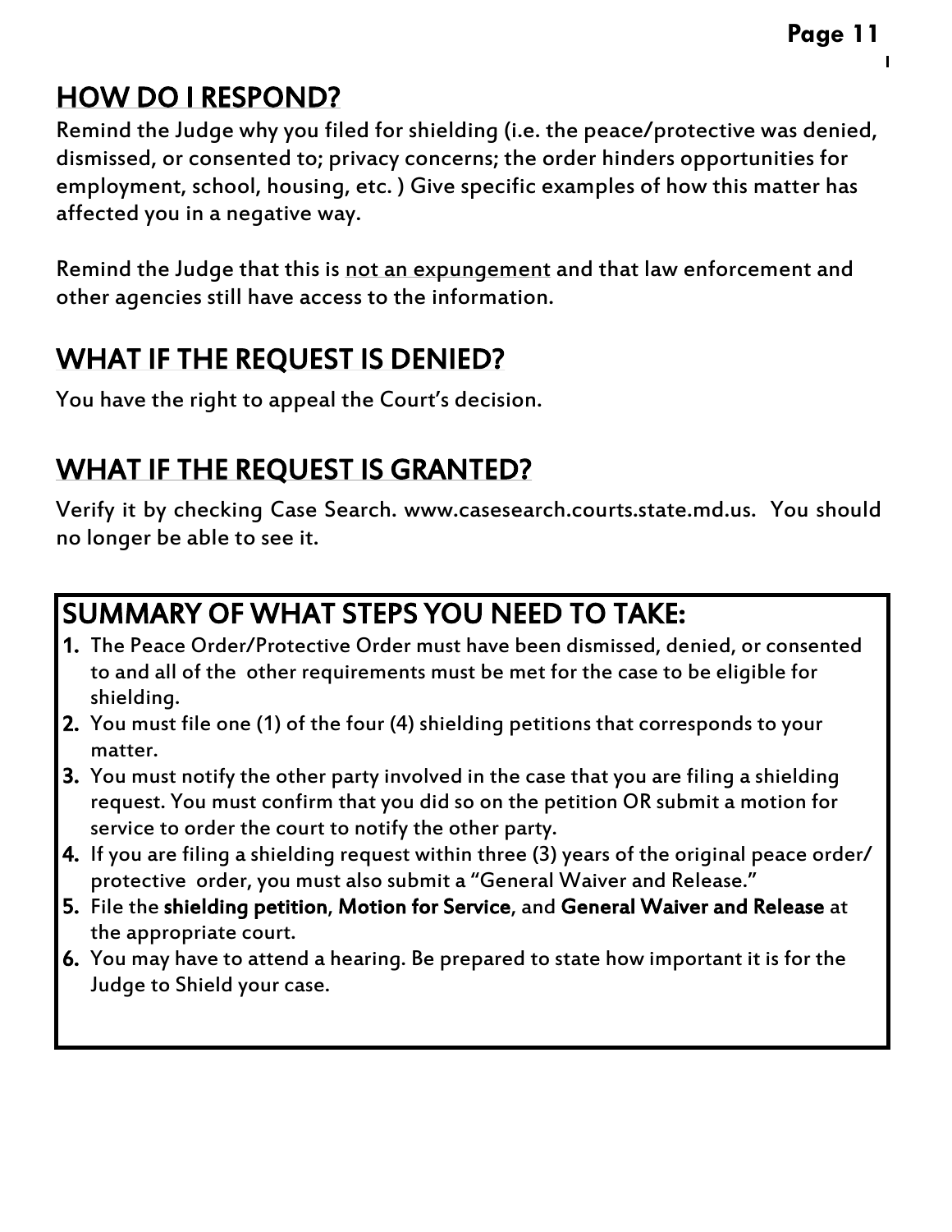## HOW DO I RESPOND?

Remind the Judge why you filed for shielding (i.e. the peace/protective was denied, dismissed, or consented to; privacy concerns; the order hinders opportunities for employment, school, housing, etc. ) Give specific examples of how this matter has affected you in a negative way.

Remind the Judge that this is <u>not an expungement</u> and that law enforcement and other agencies still have access to the information.

## WHAT IF THE REQUEST IS DENIED?

You have the right to appeal the Court's decision.

## WHAT IF THE REQUEST IS GRANTED?

Verify it by checking Case Search. www.casesearch.courts.state.md.us. You should no longer be able to see it.

## SUMMARY OF WHAT STEPS YOU NEED TO TAKE:

1. The Peace Order/Protective Order must have been dismissed, denied, or consented to and all of the other requirements must be met for the case to be eligible for shielding.
2. You must file one (1) of the four (4) shielding petitions that corresponds to your matter.
3. You must notify the other party involved in the case that you are filing a shielding request. You must confirm that you did so on the petition OR submit a motion for service to order the court to notify the other party.
4. If you are filing a shielding request within three (3) years of the original peace order/ protective order, you must also submit a "General Waiver and Release."
5. File the **shielding petition**, **Motion for Service**, and **General Waiver and Release** at the appropriate court.
6. You may have to attend a hearing. Be prepared to state how important it is for the Judge to Shield your case.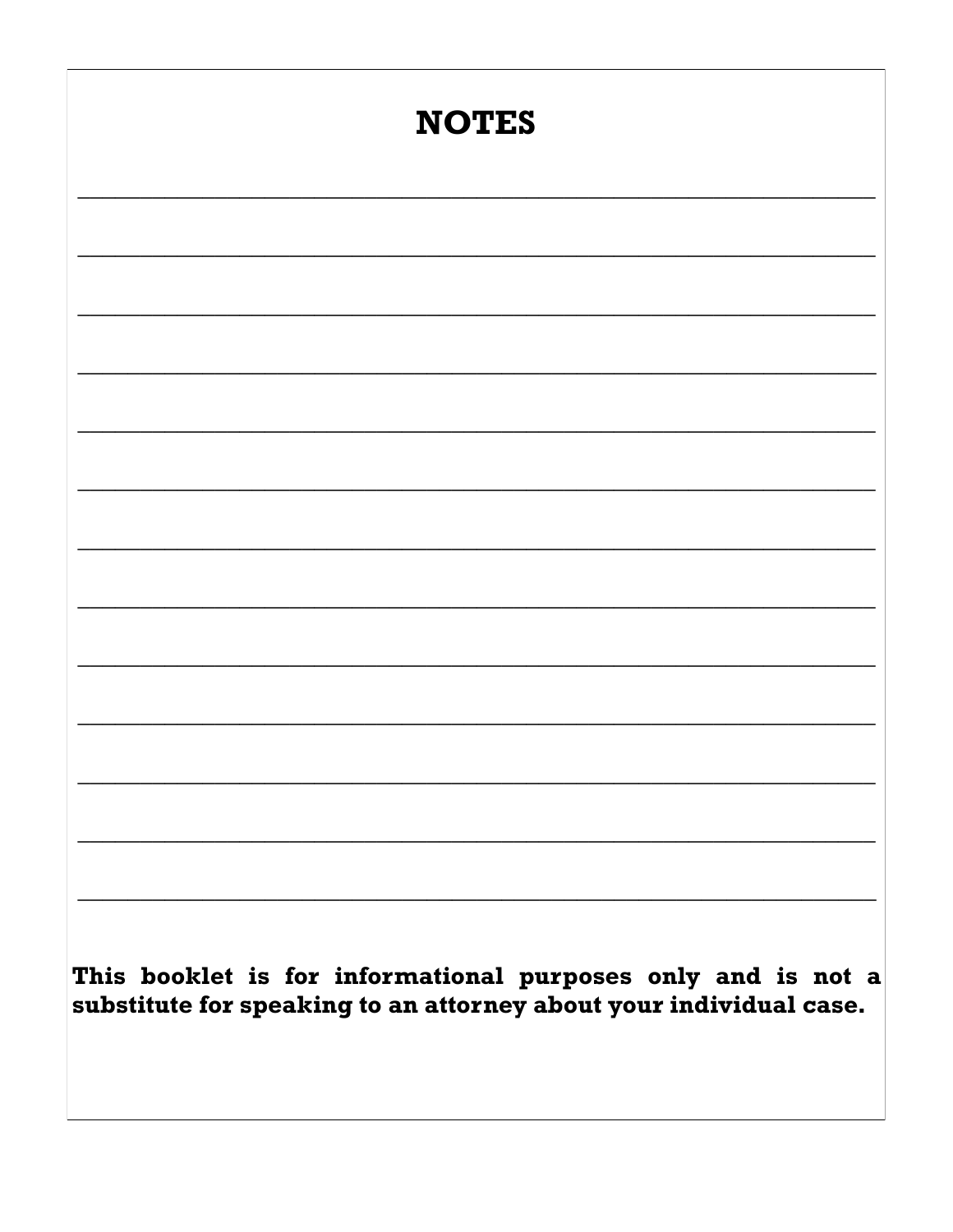# NOTES

_______________________________________________________________

_______________________________________________________________

_______________________________________________________________

_______________________________________________________________

_______________________________________________________________

_______________________________________________________________

_______________________________________________________________

_______________________________________________________________

_______________________________________________________________

_______________________________________________________________

_______________________________________________________________

_______________________________________________________________

_______________________________________________________________

**This booklet is for informational purposes only and is not a substitute for speaking to an attorney about your individual case.**